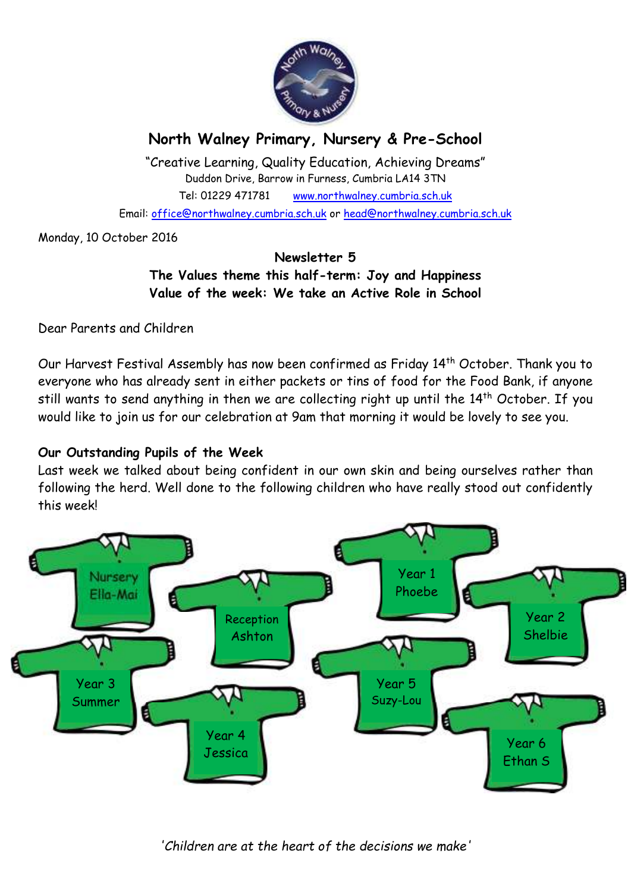# North Walney Primary, Nursery & Pre-School

"Creative Learning, Quality Education, Achieving Dreams"

Duddon Drive, Barrow in Furness, Cumbria LA14 3TN

Tel: 01229 471781 www.northwalney.cumbria.sch.uk

Email: office@northwalney.cumbria.sch.uk or head@northwalney.cumbria.sch.uk

Monday, 10 October 2016

**Newsletter 5**

**The Values theme this half-term: Joy and Happiness**

**Value of the week: We take an Active Role in School**

Dear Parents and Children

Our Harvest Festival Assembly has now been confirmed as Friday 14th October. Thank you to everyone who has already sent in either packets or tins of food for the Food Bank, if anyone still wants to send anything in then we are collecting right up until the 14th October. If you would like to join us for our celebration at 9am that morning it would be lovely to see you.

**Our Outstanding Pupils of the Week**

Last week we talked about being confident in our own skin and being ourselves rather than following the herd. Well done to the following children who have really stood out confidently this week!

- Nursery – Ella-Mai
- Reception – Ashton
- Year 1 – Phoebe
- Year 2 – Shelbie
- Year 3 – Summer
- Year 4 – Jessica
- Year 5 – Suzy-Lou
- Year 6 – Ethan S

*'Children are at the heart of the decisions we make'*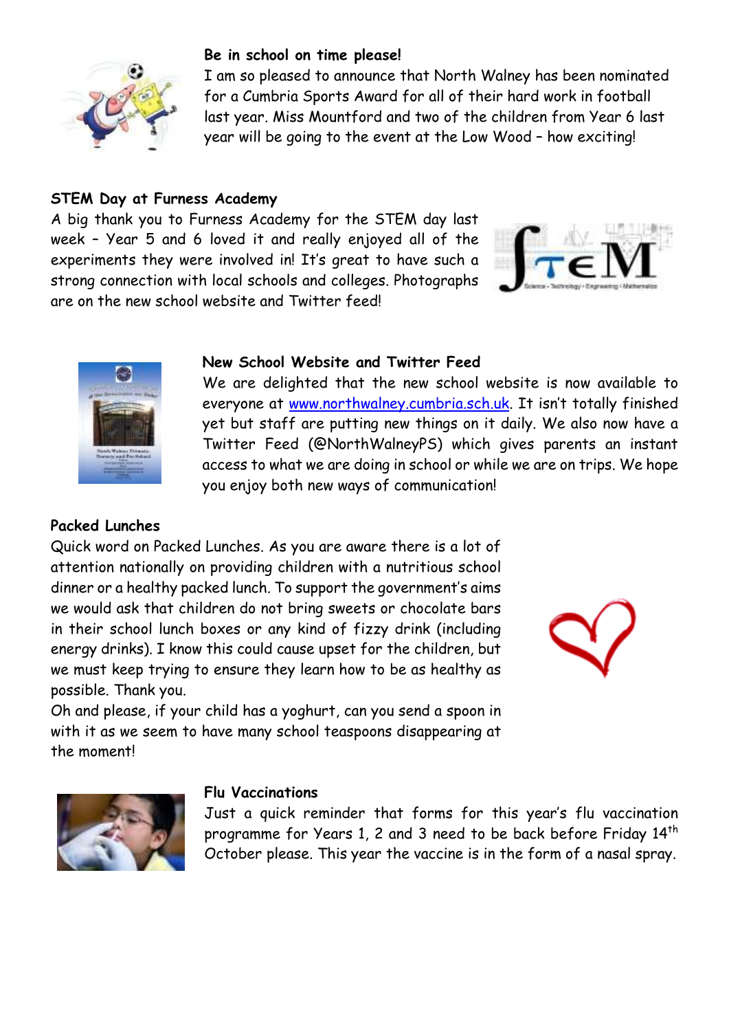**Be in school on time please!**

I am so pleased to announce that North Walney has been nominated for a Cumbria Sports Award for all of their hard work in football last year. Miss Mountford and two of the children from Year 6 last year will be going to the event at the Low Wood – how exciting!

**STEM Day at Furness Academy**

A big thank you to Furness Academy for the STEM day last week – Year 5 and 6 loved it and really enjoyed all of the experiments they were involved in! It's great to have such a strong connection with local schools and colleges. Photographs are on the new school website and Twitter feed!

**New School Website and Twitter Feed**

We are delighted that the new school website is now available to everyone at www.northwalney.cumbria.sch.uk. It isn't totally finished yet but staff are putting new things on it daily. We also now have a Twitter Feed (@NorthWalneyPS) which gives parents an instant access to what we are doing in school or while we are on trips. We hope you enjoy both new ways of communication!

**Packed Lunches**

Quick word on Packed Lunches. As you are aware there is a lot of attention nationally on providing children with a nutritious school dinner or a healthy packed lunch. To support the government's aims we would ask that children do not bring sweets or chocolate bars in their school lunch boxes or any kind of fizzy drink (including energy drinks). I know this could cause upset for the children, but we must keep trying to ensure they learn how to be as healthy as possible. Thank you.

Oh and please, if your child has a yoghurt, can you send a spoon in with it as we seem to have many school teaspoons disappearing at the moment!

**Flu Vaccinations**

Just a quick reminder that forms for this year's flu vaccination programme for Years 1, 2 and 3 need to be back before Friday 14th October please. This year the vaccine is in the form of a nasal spray.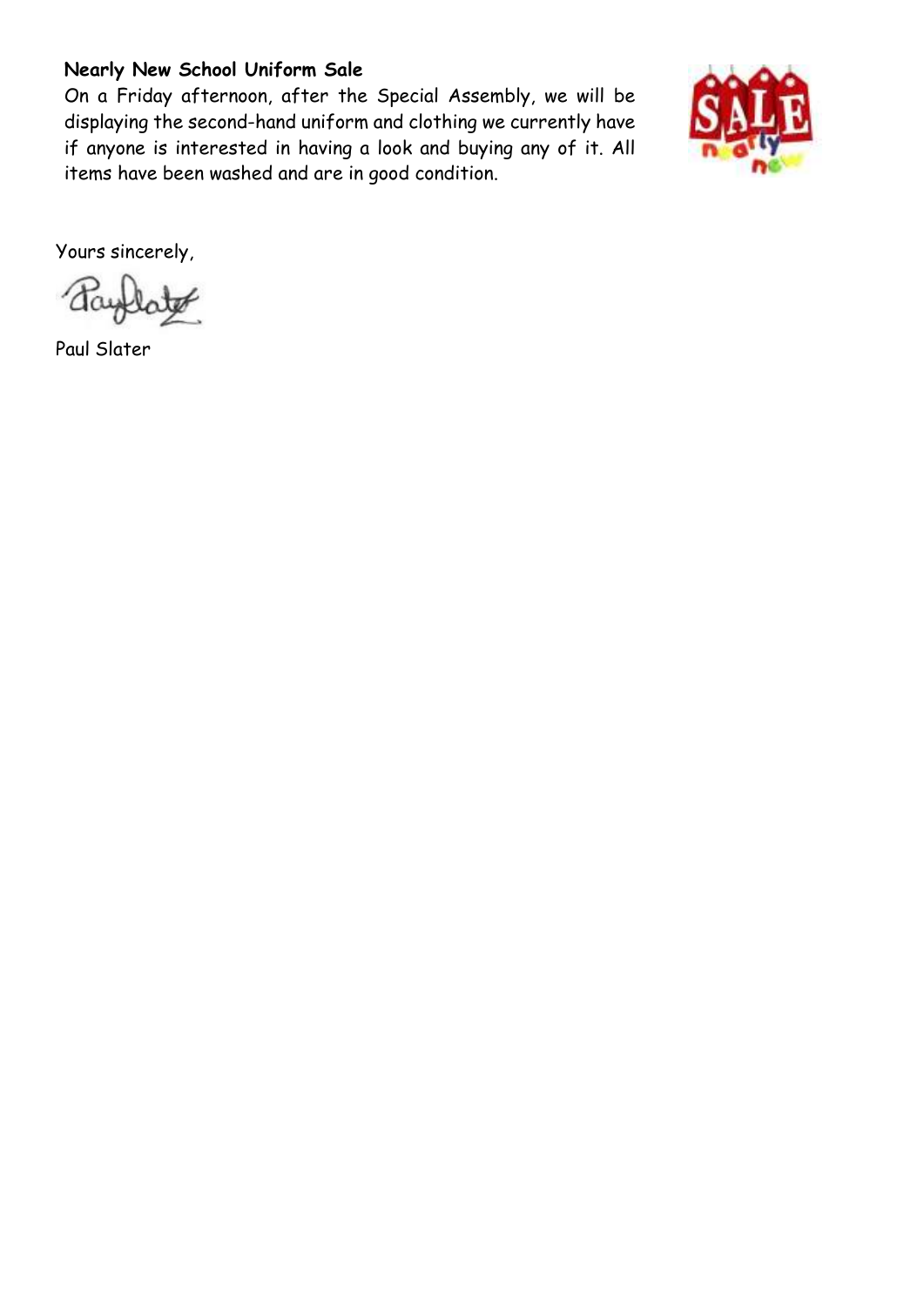**Nearly New School Uniform Sale**

On a Friday afternoon, after the Special Assembly, we will be displaying the second-hand uniform and clothing we currently have if anyone is interested in having a look and buying any of it. All items have been washed and are in good condition.

Yours sincerely,

Paul Slater